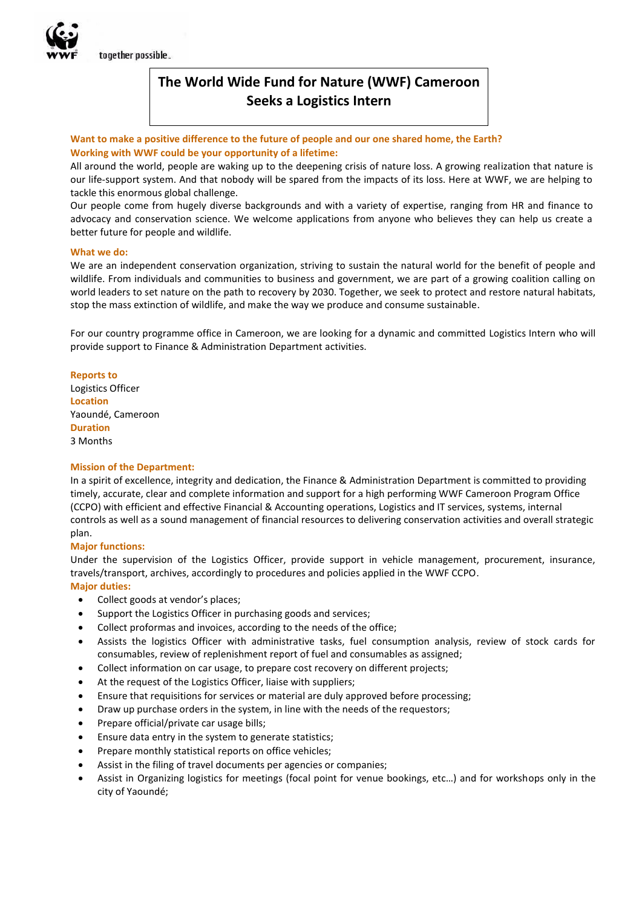together possible.

# The World Wide Fund for Nature (WWF) Cameroon Seeks a Logistics Intern

**Want to make a positive difference to the future of people and our one shared home, the Earth?**
**Working with WWF could be your opportunity of a lifetime:**

All around the world, people are waking up to the deepening crisis of nature loss. A growing realization that nature is our life-support system. And that nobody will be spared from the impacts of its loss. Here at WWF, we are helping to tackle this enormous global challenge.

Our people come from hugely diverse backgrounds and with a variety of expertise, ranging from HR and finance to advocacy and conservation science. We welcome applications from anyone who believes they can help us create a better future for people and wildlife.

**What we do:**

We are an independent conservation organization, striving to sustain the natural world for the benefit of people and wildlife. From individuals and communities to business and government, we are part of a growing coalition calling on world leaders to set nature on the path to recovery by 2030. Together, we seek to protect and restore natural habitats, stop the mass extinction of wildlife, and make the way we produce and consume sustainable.

For our country programme office in Cameroon, we are looking for a dynamic and committed Logistics Intern who will provide support to Finance & Administration Department activities.

**Reports to**
Logistics Officer
**Location**
Yaoundé, Cameroon
**Duration**
3 Months

**Mission of the Department:**

In a spirit of excellence, integrity and dedication, the Finance & Administration Department is committed to providing timely, accurate, clear and complete information and support for a high performing WWF Cameroon Program Office (CCPO) with efficient and effective Financial & Accounting operations, Logistics and IT services, systems, internal controls as well as a sound management of financial resources to delivering conservation activities and overall strategic plan.

**Major functions:**

Under the supervision of the Logistics Officer, provide support in vehicle management, procurement, insurance, travels/transport, archives, accordingly to procedures and policies applied in the WWF CCPO.

**Major duties:**

- Collect goods at vendor's places;
- Support the Logistics Officer in purchasing goods and services;
- Collect proformas and invoices, according to the needs of the office;
- Assists the logistics Officer with administrative tasks, fuel consumption analysis, review of stock cards for consumables, review of replenishment report of fuel and consumables as assigned;
- Collect information on car usage, to prepare cost recovery on different projects;
- At the request of the Logistics Officer, liaise with suppliers;
- Ensure that requisitions for services or material are duly approved before processing;
- Draw up purchase orders in the system, in line with the needs of the requestors;
- Prepare official/private car usage bills;
- Ensure data entry in the system to generate statistics;
- Prepare monthly statistical reports on office vehicles;
- Assist in the filing of travel documents per agencies or companies;
- Assist in Organizing logistics for meetings (focal point for venue bookings, etc…) and for workshops only in the city of Yaoundé;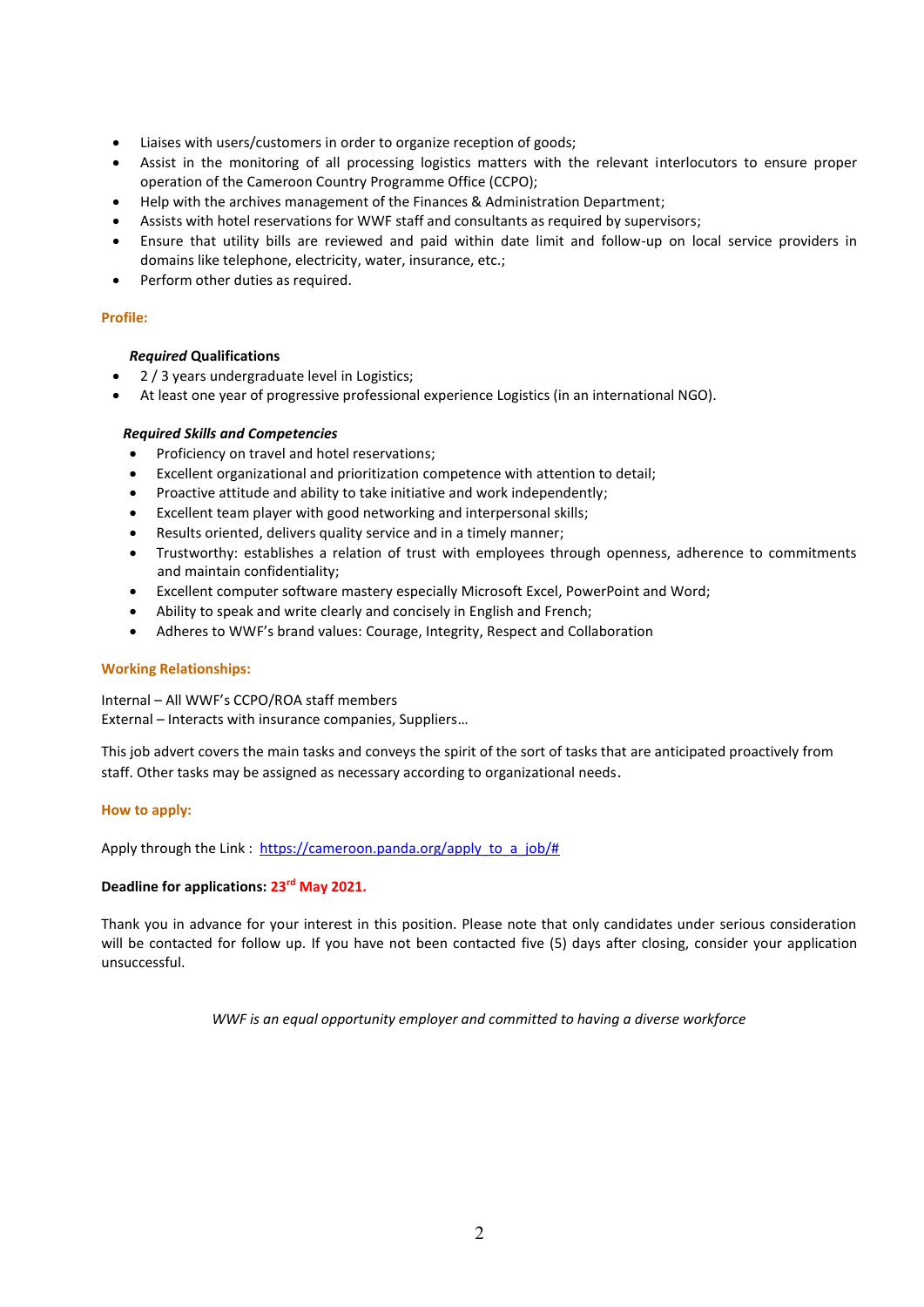- Liaises with users/customers in order to organize reception of goods;
- Assist in the monitoring of all processing logistics matters with the relevant interlocutors to ensure proper operation of the Cameroon Country Programme Office (CCPO);
- Help with the archives management of the Finances & Administration Department;
- Assists with hotel reservations for WWF staff and consultants as required by supervisors;
- Ensure that utility bills are reviewed and paid within date limit and follow-up on local service providers in domains like telephone, electricity, water, insurance, etc.;
- Perform other duties as required.

**Profile:**

***Required* Qualifications**

- 2 / 3 years undergraduate level in Logistics;
- At least one year of progressive professional experience Logistics (in an international NGO).

***Required Skills and Competencies***

- Proficiency on travel and hotel reservations;
- Excellent organizational and prioritization competence with attention to detail;
- Proactive attitude and ability to take initiative and work independently;
- Excellent team player with good networking and interpersonal skills;
- Results oriented, delivers quality service and in a timely manner;
- Trustworthy: establishes a relation of trust with employees through openness, adherence to commitments and maintain confidentiality;
- Excellent computer software mastery especially Microsoft Excel, PowerPoint and Word;
- Ability to speak and write clearly and concisely in English and French;
- Adheres to WWF's brand values: Courage, Integrity, Respect and Collaboration

**Working Relationships:**

Internal – All WWF's CCPO/ROA staff members
External – Interacts with insurance companies, Suppliers…

This job advert covers the main tasks and conveys the spirit of the sort of tasks that are anticipated proactively from staff. Other tasks may be assigned as necessary according to organizational needs.

**How to apply:**

Apply through the Link : https://cameroon.panda.org/apply_to_a_job/#

**Deadline for applications: 23rd May 2021.**

Thank you in advance for your interest in this position. Please note that only candidates under serious consideration will be contacted for follow up. If you have not been contacted five (5) days after closing, consider your application unsuccessful.

*WWF is an equal opportunity employer and committed to having a diverse workforce*